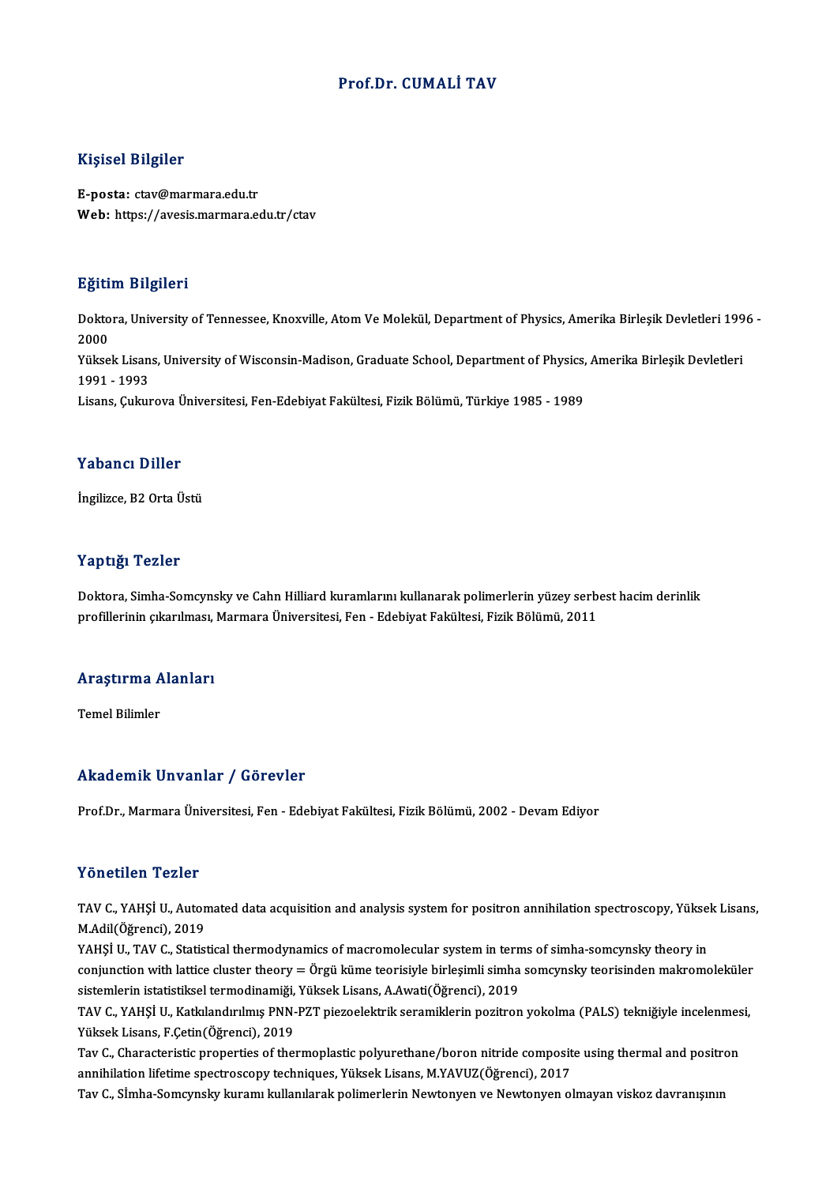# Prof.Dr. CUMALİ TAV

## Kişisel Bilgiler

**E-posta:** ctav@marmara.edu.tr
**Web:** https://avesis.marmara.edu.tr/ctav

## Eğitim Bilgileri

Doktora, University of Tennessee, Knoxville, Atom Ve Molekül, Department of Physics, Amerika Birleşik Devletleri 1996 - 2000
Yüksek Lisans, University of Wisconsin-Madison, Graduate School, Department of Physics, Amerika Birleşik Devletleri 1991 - 1993
Lisans, Çukurova Üniversitesi, Fen-Edebiyat Fakültesi, Fizik Bölümü, Türkiye 1985 - 1989

## Yabancı Diller

İngilizce, B2 Orta Üstü

## Yaptığı Tezler

Doktora, Simha-Somcynsky ve Cahn Hilliard kuramlarını kullanarak polimerlerin yüzey serbest hacim derinlik profillerinin çıkarılması, Marmara Üniversitesi, Fen - Edebiyat Fakültesi, Fizik Bölümü, 2011

## Araştırma Alanları

Temel Bilimler

## Akademik Unvanlar / Görevler

Prof.Dr., Marmara Üniversitesi, Fen - Edebiyat Fakültesi, Fizik Bölümü, 2002 - Devam Ediyor

## Yönetilen Tezler

TAV C., YAHŞİ U., Automated data acquisition and analysis system for positron annihilation spectroscopy, Yüksek Lisans, M.Adil(Öğrenci), 2019
YAHŞİ U., TAV C., Statistical thermodynamics of macromolecular system in terms of simha-somcynsky theory in conjunction with lattice cluster theory = Örgü küme teorisiyle birleşimli simha somcynsky teorisinden makromoleküler sistemlerin istatistiksel termodinamiği, Yüksek Lisans, A.Awati(Öğrenci), 2019
TAV C., YAHŞİ U., Katkılandırılmış PNN-PZT piezoelektrik seramiklerin pozitron yokolma (PALS) tekniğiyle incelenmesi, Yüksek Lisans, F.Çetin(Öğrenci), 2019
Tav C., Characteristic properties of thermoplastic polyurethane/boron nitride composite using thermal and positron annihilation lifetime spectroscopy techniques, Yüksek Lisans, M.YAVUZ(Öğrenci), 2017
Tav C., Simha-Somcynsky kuramı kullanılarak polimerlerin Newtonyen ve Newtonyen olmayan viskoz davranışının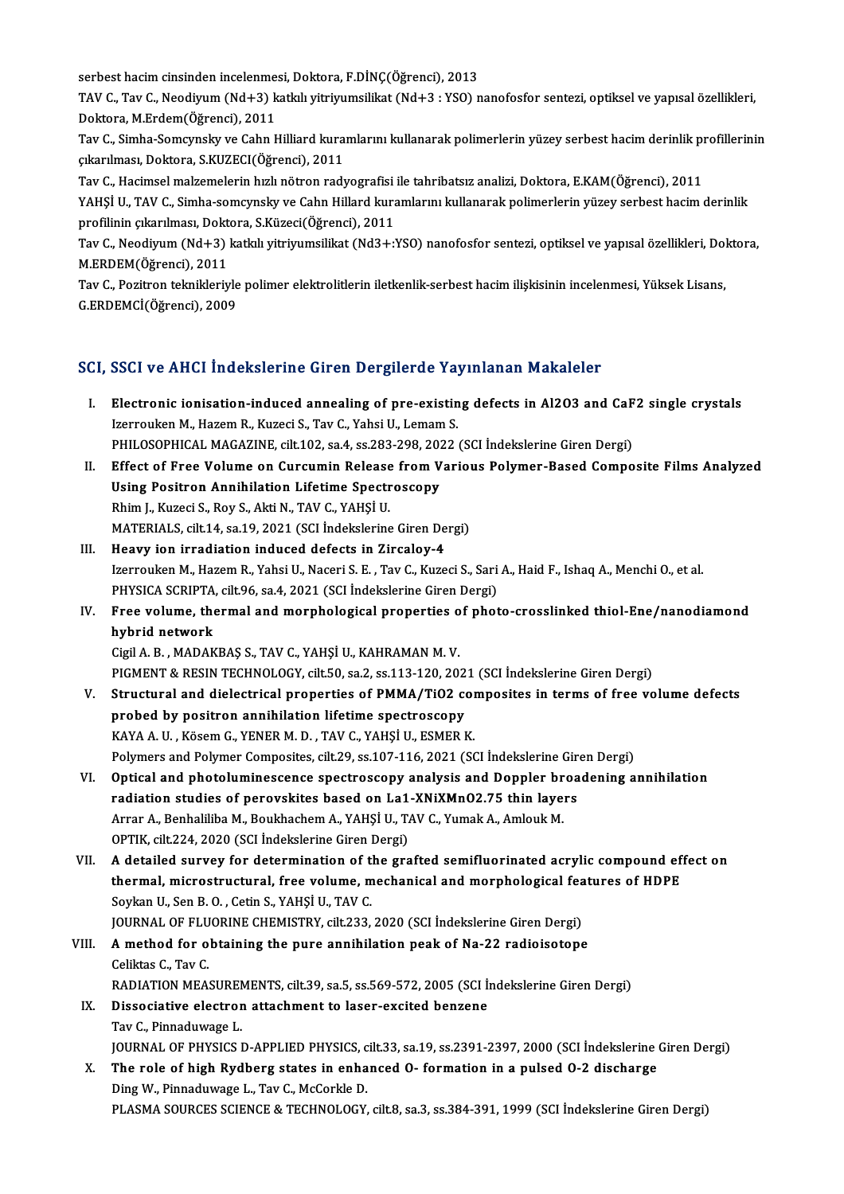serbest hacim cinsinden incelenmesi, Doktora, F.DİNÇ(Öğrenci), 2013

TAV C., Tav C., Neodiyum (Nd+3) katkılı yitriyumsilikat (Nd+3 : YSO) nanofosfor sentezi, optiksel ve yapısal özellikleri, Doktora, M.Erdem(Öğrenci), 2011

Tav C., Simha-Somcynsky ve Cahn Hilliard kuramlarını kullanarak polimerlerin yüzey serbest hacim derinlik profillerinin çıkarılması, Doktora, S.KUZECI(Öğrenci), 2011

Tav C., Hacimsel malzemelerin hızlı nötron radyografisi ile tahribatsız analizi, Doktora, E.KAM(Öğrenci), 2011

YAHŞİ U., TAV C., Simha-somcynsky ve Cahn Hillard kuramlarını kullanarak polimerlerin yüzey serbest hacim derinlik profilinin çıkarılması, Doktora, S.Küzeci(Öğrenci), 2011

Tav C., Neodiyum (Nd+3) katkılı yitriyumsilikat (Nd3+:YSO) nanofosfor sentezi, optiksel ve yapısal özellikleri, Doktora, M.ERDEM(Öğrenci), 2011

Tav C., Pozitron teknikleriyle polimer elektrolitlerin iletkenlik-serbest hacim ilişkisinin incelenmesi, Yüksek Lisans, G.ERDEMCİ(Öğrenci), 2009

## SCI, SSCI ve AHCI İndekslerine Giren Dergilerde Yayınlanan Makaleler

I. **Electronic ionisation-induced annealing of pre-existing defects in Al2O3 and CaF2 single crystals**
   Izerrouken M., Hazem R., Kuzeci S., Tav C., Yahsi U., Lemam S.
   PHILOSOPHICAL MAGAZINE, cilt.102, sa.4, ss.283-298, 2022 (SCI İndekslerine Giren Dergi)

II. **Effect of Free Volume on Curcumin Release from Various Polymer-Based Composite Films Analyzed Using Positron Annihilation Lifetime Spectroscopy**
   Rhim J., Kuzeci S., Roy S., Akti N., TAV C., YAHŞİ U.
   MATERIALS, cilt.14, sa.19, 2021 (SCI İndekslerine Giren Dergi)

III. **Heavy ion irradiation induced defects in Zircaloy-4**
   Izerrouken M., Hazem R., Yahsi U., Naceri S. E. , Tav C., Kuzeci S., Sari A., Haid F., Ishaq A., Menchi O., et al.
   PHYSICA SCRIPTA, cilt.96, sa.4, 2021 (SCI İndekslerine Giren Dergi)

IV. **Free volume, thermal and morphological properties of photo-crosslinked thiol-Ene/nanodiamond hybrid network**
   Cigil A. B. , MADAKBAŞ S., TAV C., YAHŞİ U., KAHRAMAN M. V.
   PIGMENT & RESIN TECHNOLOGY, cilt.50, sa.2, ss.113-120, 2021 (SCI İndekslerine Giren Dergi)

V. **Structural and dielectrical properties of PMMA/TiO2 composites in terms of free volume defects probed by positron annihilation lifetime spectroscopy**
   KAYA A. U. , Kösem G., YENER M. D. , TAV C., YAHŞİ U., ESMER K.
   Polymers and Polymer Composites, cilt.29, ss.107-116, 2021 (SCI İndekslerine Giren Dergi)

VI. **Optical and photoluminescence spectroscopy analysis and Doppler broadening annihilation radiation studies of perovskites based on La1-XNiXMnO2.75 thin layers**
   Arrar A., Benhaliliba M., Boukhachem A., YAHŞİ U., TAV C., Yumak A., Amlouk M.
   OPTIK, cilt.224, 2020 (SCI İndekslerine Giren Dergi)

VII. **A detailed survey for determination of the grafted semifluorinated acrylic compound effect on thermal, microstructural, free volume, mechanical and morphological features of HDPE**
   Soykan U., Sen B. O. , Cetin S., YAHŞİ U., TAV C.
   JOURNAL OF FLUORINE CHEMISTRY, cilt.233, 2020 (SCI İndekslerine Giren Dergi)

VIII. **A method for obtaining the pure annihilation peak of Na-22 radioisotope**
   Celiktas C., Tav C.
   RADIATION MEASUREMENTS, cilt.39, sa.5, ss.569-572, 2005 (SCI İndekslerine Giren Dergi)

IX. **Dissociative electron attachment to laser-excited benzene**
   Tav C., Pinnaduwage L.
   JOURNAL OF PHYSICS D-APPLIED PHYSICS, cilt.33, sa.19, ss.2391-2397, 2000 (SCI İndekslerine Giren Dergi)

X. **The role of high Rydberg states in enhanced O- formation in a pulsed O-2 discharge**
   Ding W., Pinnaduwage L., Tav C., McCorkle D.
   PLASMA SOURCES SCIENCE & TECHNOLOGY, cilt.8, sa.3, ss.384-391, 1999 (SCI İndekslerine Giren Dergi)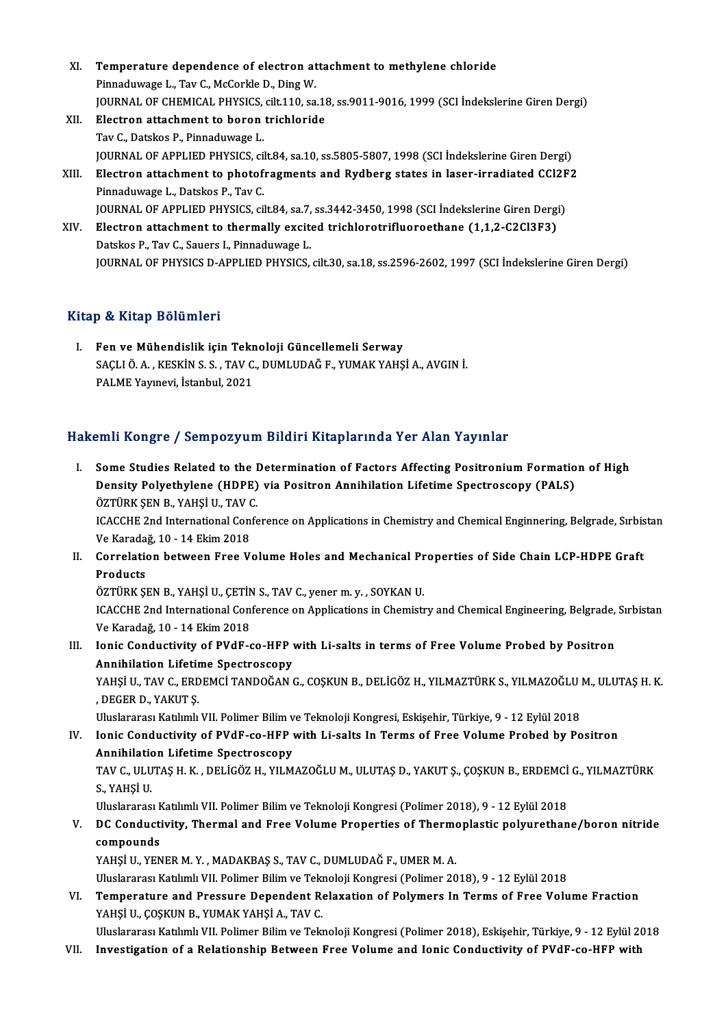XI. **Temperature dependence of electron attachment to methylene chloride**
Pinnaduwage L., Tav C., McCorkle D., Ding W.
JOURNAL OF CHEMICAL PHYSICS, cilt.110, sa.18, ss.9011-9016, 1999 (SCI İndekslerine Giren Dergi)

XII. **Electron attachment to boron trichloride**
Tav C., Datskos P., Pinnaduwage L.
JOURNAL OF APPLIED PHYSICS, cilt.84, sa.10, ss.5805-5807, 1998 (SCI İndekslerine Giren Dergi)

XIII. **Electron attachment to photofragments and Rydberg states in laser-irradiated CCl2F2**
Pinnaduwage L., Datskos P., Tav C.
JOURNAL OF APPLIED PHYSICS, cilt.84, sa.7, ss.3442-3450, 1998 (SCI İndekslerine Giren Dergi)

XIV. **Electron attachment to thermally excited trichlorotrifluoroethane (1,1,2-C2Cl3F3)**
Datskos P., Tav C., Sauers I., Pinnaduwage L.
JOURNAL OF PHYSICS D-APPLIED PHYSICS, cilt.30, sa.18, ss.2596-2602, 1997 (SCI İndekslerine Giren Dergi)

## Kitap & Kitap Bölümleri

I. **Fen ve Mühendislik için Teknoloji Güncellemeli Serway**
SAÇLI Ö. A. , KESKİN S. S. , TAV C., DUMLUDAĞ F., YUMAK YAHŞİ A., AVGIN İ.
PALME Yayınevi, İstanbul, 2021

## Hakemli Kongre / Sempozyum Bildiri Kitaplarında Yer Alan Yayınlar

I. **Some Studies Related to the Determination of Factors Affecting Positronium Formation of High Density Polyethylene (HDPE) via Positron Annihilation Lifetime Spectroscopy (PALS)**
ÖZTÜRK ŞEN B., YAHŞİ U., TAV C.
ICACCHE 2nd International Conference on Applications in Chemistry and Chemical Enginnering, Belgrade, Sırbistan Ve Karadağ, 10 - 14 Ekim 2018

II. **Correlation between Free Volume Holes and Mechanical Properties of Side Chain LCP-HDPE Graft Products**
ÖZTÜRK ŞEN B., YAHŞİ U., ÇETİN S., TAV C., yener m. y. , SOYKAN U.
ICACCHE 2nd International Conference on Applications in Chemistry and Chemical Engineering, Belgrade, Sırbistan Ve Karadağ, 10 - 14 Ekim 2018

III. **Ionic Conductivity of PVdF-co-HFP with Li-salts in terms of Free Volume Probed by Positron Annihilation Lifetime Spectroscopy**
YAHŞİ U., TAV C., ERDEMCİ TANDOĞAN G., COŞKUN B., DELİGÖZ H., YILMAZTÜRK S., YILMAZOĞLU M., ULUTAŞ H. K. , DEGER D., YAKUT Ş.
Uluslararası Katılımlı VII. Polimer Bilim ve Teknoloji Kongresi, Eskişehir, Türkiye, 9 - 12 Eylül 2018

IV. **Ionic Conductivity of PVdF-co-HFP with Li-salts In Terms of Free Volume Probed by Positron Annihilation Lifetime Spectroscopy**
TAV C., ULUTAŞ H. K. , DELİGÖZ H., YILMAZOĞLU M., ULUTAŞ D., YAKUT Ş., ÇOŞKUN B., ERDEMCİ G., YILMAZTÜRK S., YAHŞİ U.
Uluslararası Katılımlı VII. Polimer Bilim ve Teknoloji Kongresi (Polimer 2018), 9 - 12 Eylül 2018

V. **DC Conductivity, Thermal and Free Volume Properties of Thermoplastic polyurethane/boron nitride compounds**
YAHŞİ U., YENER M. Y. , MADAKBAŞ S., TAV C., DUMLUDAĞ F., UMER M. A.
Uluslararası Katılımlı VII. Polimer Bilim ve Teknoloji Kongresi (Polimer 2018), 9 - 12 Eylül 2018

VI. **Temperature and Pressure Dependent Relaxation of Polymers In Terms of Free Volume Fraction**
YAHŞİ U., ÇOŞKUN B., YUMAK YAHŞİ A., TAV C.
Uluslararası Katılımlı VII. Polimer Bilim ve Teknoloji Kongresi (Polimer 2018), Eskişehir, Türkiye, 9 - 12 Eylül 2018

VII. **Investigation of a Relationship Between Free Volume and Ionic Conductivity of PVdF-co-HFP with**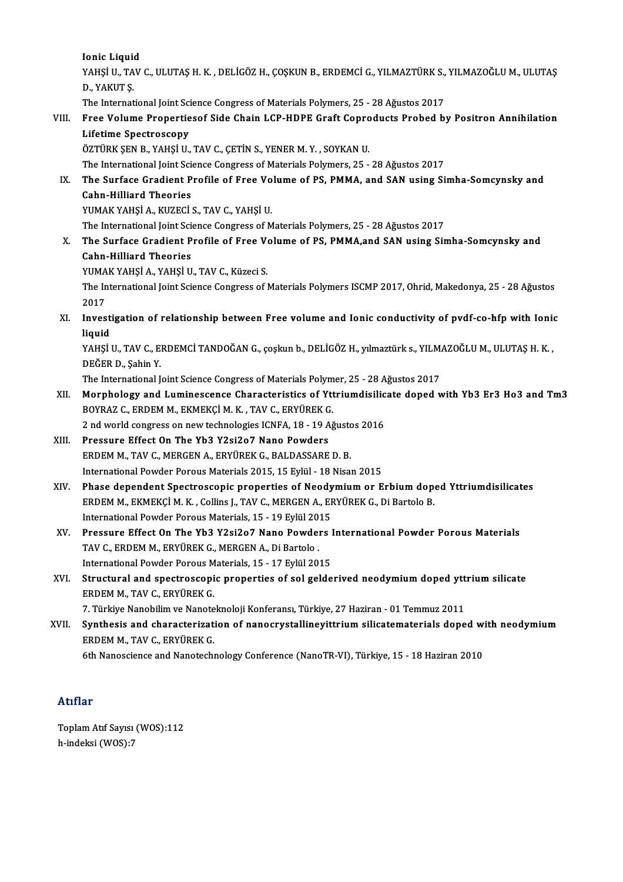Ionic Liquid
YAHŞİ U., TAV C., ULUTAŞ H. K. , DELİGÖZ H., ÇOŞKUN B., ERDEMCİ G., YILMAZTÜRK S., YILMAZOĞLU M., ULUTAŞ D., YAKUT Ş.
The International Joint Science Congress of Materials Polymers, 25 - 28 Ağustos 2017

VIII. **Free Volume Propertiesof Side Chain LCP-HDPE Graft Coproducts Probed by Positron Annihilation Lifetime Spectroscopy**
ÖZTÜRK ŞEN B., YAHŞİ U., TAV C., ÇETİN S., YENER M. Y. , SOYKAN U.
The International Joint Science Congress of Materials Polymers, 25 - 28 Ağustos 2017

IX. **The Surface Gradient Profile of Free Volume of PS, PMMA, and SAN using Simha-Somcynsky and Cahn-Hilliard Theories**
YUMAK YAHŞİ A., KUZECİ S., TAV C., YAHŞİ U.
The International Joint Science Congress of Materials Polymers, 25 - 28 Ağustos 2017

X. **The Surface Gradient Profile of Free Volume of PS, PMMA,and SAN using Simha-Somcynsky and Cahn-Hilliard Theories**
YUMAK YAHŞİ A., YAHŞİ U., TAV C., Küzeci S.
The International Joint Science Congress of Materials Polymers ISCMP 2017, Ohrid, Makedonya, 25 - 28 Ağustos 2017

XI. **Investigation of relationship between Free volume and Ionic conductivity of pvdf-co-hfp with Ionic liquid**
YAHŞİ U., TAV C., ERDEMCİ TANDOĞAN G., çoşkun b., DELİGÖZ H., yılmaztürk s., YILMAZOĞLU M., ULUTAŞ H. K. , DEĞER D., Şahin Y.
The International Joint Science Congress of Materials Polymer, 25 - 28 Ağustos 2017

XII. **Morphology and Luminescence Characteristics of Yttriumdisilicate doped with Yb3 Er3 Ho3 and Tm3**
BOYRAZ C., ERDEM M., EKMEKÇİ M. K. , TAV C., ERYÜREK G.
2 nd world congress on new technologies ICNFA, 18 - 19 Ağustos 2016

XIII. **Pressure Effect On The Yb3 Y2si2o7 Nano Powders**
ERDEM M., TAV C., MERGEN A., ERYÜREK G., BALDASSARE D. B.
International Powder Porous Materials 2015, 15 Eylül - 18 Nisan 2015

XIV. **Phase dependent Spectroscopic properties of Neodymium or Erbium doped Yttriumdisilicates**
ERDEM M., EKMEKÇİ M. K. , Collins J., TAV C., MERGEN A., ERYÜREK G., Di Bartolo B.
International Powder Porous Materials, 15 - 19 Eylül 2015

XV. **Pressure Effect On The Yb3 Y2si2o7 Nano Powders International Powder Porous Materials**
TAV C., ERDEM M., ERYÜREK G., MERGEN A., Di Bartolo .
International Powder Porous Materials, 15 - 17 Eylül 2015

XVI. **Structural and spectroscopic properties of sol gelderived neodymium doped yttrium silicate**
ERDEM M., TAV C., ERYÜREK G.
7. Türkiye Nanobilim ve Nanoteknoloji Konferansı, Türkiye, 27 Haziran - 01 Temmuz 2011

XVII. **Synthesis and characterization of nanocrystallineyittrium silicatematerials doped with neodymium**
ERDEM M., TAV C., ERYÜREK G.
6th Nanoscience and Nanotechnology Conference (NanoTR-VI), Türkiye, 15 - 18 Haziran 2010

## Atıflar

Toplam Atıf Sayısı (WOS):112
h-indeksi (WOS):7